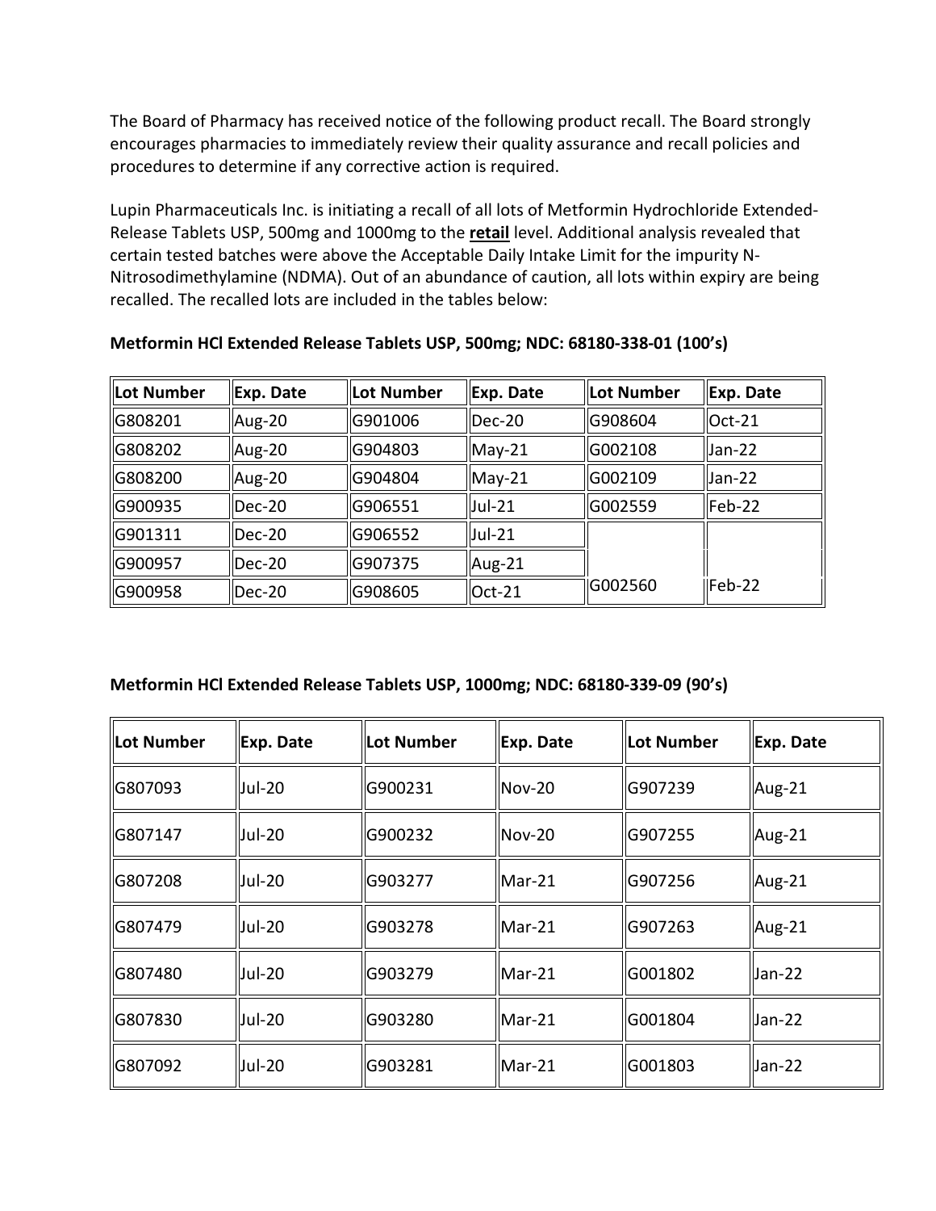The Board of Pharmacy has received notice of the following product recall. The Board strongly encourages pharmacies to immediately review their quality assurance and recall policies and procedures to determine if any corrective action is required.

Lupin Pharmaceuticals Inc. is initiating a recall of all lots of Metformin Hydrochloride Extended-Release Tablets USP, 500mg and 1000mg to the **retail** level. Additional analysis revealed that certain tested batches were above the Acceptable Daily Intake Limit for the impurity N-Nitrosodimethylamine (NDMA). Out of an abundance of caution, all lots within expiry are being recalled. The recalled lots are included in the tables below:

**Metformin HCl Extended Release Tablets USP, 500mg; NDC: 68180-338-01 (100's)**

| Lot Number | Exp. Date | Lot Number | Exp. Date | Lot Number | Exp. Date |
|---|---|---|---|---|---|
| G808201 | Aug-20 | G901006 | Dec-20 | G908604 | Oct-21 |
| G808202 | Aug-20 | G904803 | May-21 | G002108 | Jan-22 |
| G808200 | Aug-20 | G904804 | May-21 | G002109 | Jan-22 |
| G900935 | Dec-20 | G906551 | Jul-21 | G002559 | Feb-22 |
| G901311 | Dec-20 | G906552 | Jul-21 | | |
| G900957 | Dec-20 | G907375 | Aug-21 | | |
| G900958 | Dec-20 | G908605 | Oct-21 | G002560 | Feb-22 |

**Metformin HCl Extended Release Tablets USP, 1000mg; NDC: 68180-339-09 (90's)**

| Lot Number | Exp. Date | Lot Number | Exp. Date | Lot Number | Exp. Date |
|---|---|---|---|---|---|
| G807093 | Jul-20 | G900231 | Nov-20 | G907239 | Aug-21 |
| G807147 | Jul-20 | G900232 | Nov-20 | G907255 | Aug-21 |
| G807208 | Jul-20 | G903277 | Mar-21 | G907256 | Aug-21 |
| G807479 | Jul-20 | G903278 | Mar-21 | G907263 | Aug-21 |
| G807480 | Jul-20 | G903279 | Mar-21 | G001802 | Jan-22 |
| G807830 | Jul-20 | G903280 | Mar-21 | G001804 | Jan-22 |
| G807092 | Jul-20 | G903281 | Mar-21 | G001803 | Jan-22 |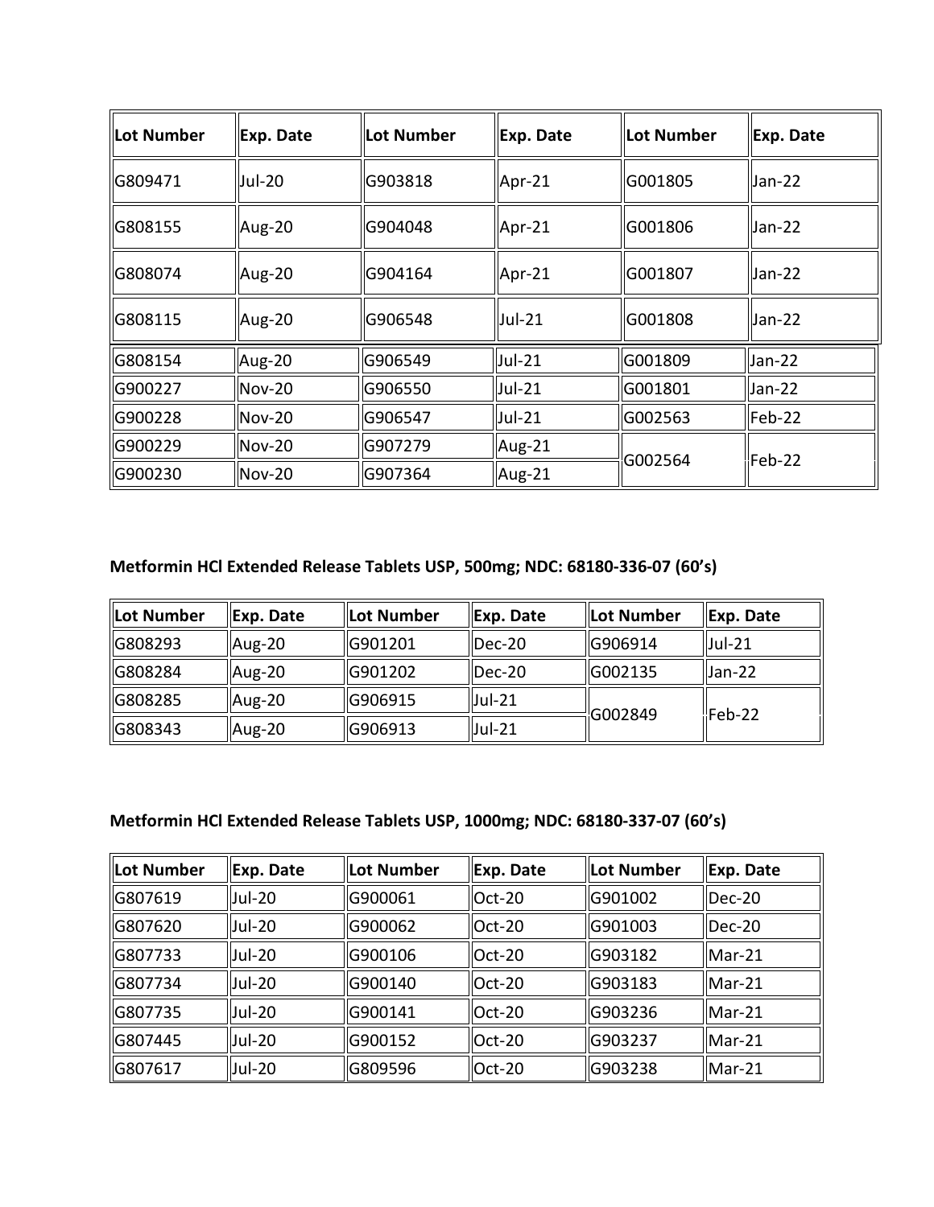| Lot Number | Exp. Date | Lot Number | Exp. Date | Lot Number | Exp. Date |
|---|---|---|---|---|---|
| G809471 | Jul-20 | G903818 | Apr-21 | G001805 | Jan-22 |
| G808155 | Aug-20 | G904048 | Apr-21 | G001806 | Jan-22 |
| G808074 | Aug-20 | G904164 | Apr-21 | G001807 | Jan-22 |
| G808115 | Aug-20 | G906548 | Jul-21 | G001808 | Jan-22 |
| G808154 | Aug-20 | G906549 | Jul-21 | G001809 | Jan-22 |
| G900227 | Nov-20 | G906550 | Jul-21 | G001801 | Jan-22 |
| G900228 | Nov-20 | G906547 | Jul-21 | G002563 | Feb-22 |
| G900229 | Nov-20 | G907279 | Aug-21 | G002564 | Feb-22 |
| G900230 | Nov-20 | G907364 | Aug-21 | | |

**Metformin HCl Extended Release Tablets USP, 500mg; NDC: 68180-336-07 (60's)**

| Lot Number | Exp. Date | Lot Number | Exp. Date | Lot Number | Exp. Date |
|---|---|---|---|---|---|
| G808293 | Aug-20 | G901201 | Dec-20 | G906914 | Jul-21 |
| G808284 | Aug-20 | G901202 | Dec-20 | G002135 | Jan-22 |
| G808285 | Aug-20 | G906915 | Jul-21 | G002849 | Feb-22 |
| G808343 | Aug-20 | G906913 | Jul-21 | | |

**Metformin HCl Extended Release Tablets USP, 1000mg; NDC: 68180-337-07 (60's)**

| Lot Number | Exp. Date | Lot Number | Exp. Date | Lot Number | Exp. Date |
|---|---|---|---|---|---|
| G807619 | Jul-20 | G900061 | Oct-20 | G901002 | Dec-20 |
| G807620 | Jul-20 | G900062 | Oct-20 | G901003 | Dec-20 |
| G807733 | Jul-20 | G900106 | Oct-20 | G903182 | Mar-21 |
| G807734 | Jul-20 | G900140 | Oct-20 | G903183 | Mar-21 |
| G807735 | Jul-20 | G900141 | Oct-20 | G903236 | Mar-21 |
| G807445 | Jul-20 | G900152 | Oct-20 | G903237 | Mar-21 |
| G807617 | Jul-20 | G809596 | Oct-20 | G903238 | Mar-21 |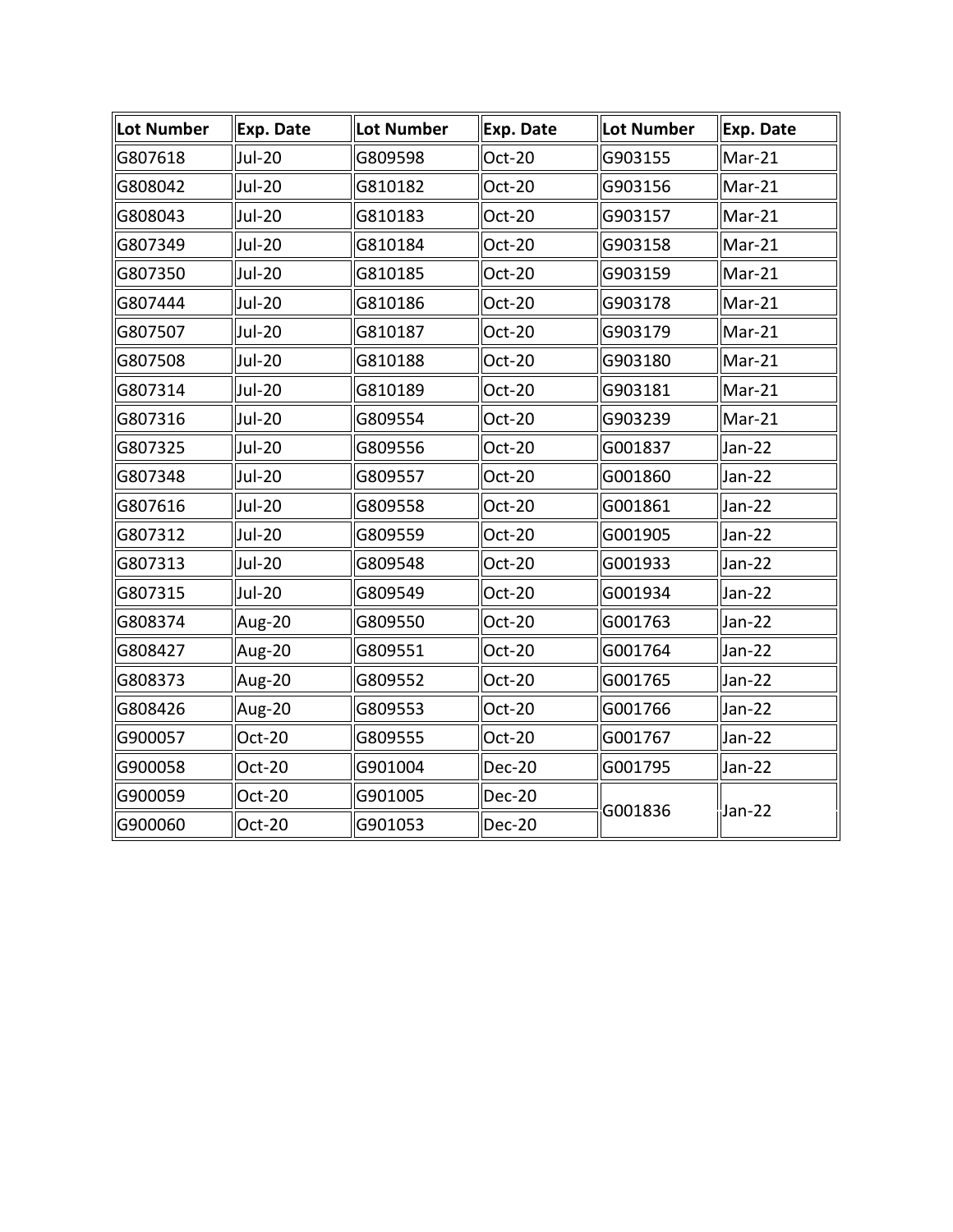| Lot Number | Exp. Date | Lot Number | Exp. Date | Lot Number | Exp. Date |
|---|---|---|---|---|---|
| G807618 | Jul-20 | G809598 | Oct-20 | G903155 | Mar-21 |
| G808042 | Jul-20 | G810182 | Oct-20 | G903156 | Mar-21 |
| G808043 | Jul-20 | G810183 | Oct-20 | G903157 | Mar-21 |
| G807349 | Jul-20 | G810184 | Oct-20 | G903158 | Mar-21 |
| G807350 | Jul-20 | G810185 | Oct-20 | G903159 | Mar-21 |
| G807444 | Jul-20 | G810186 | Oct-20 | G903178 | Mar-21 |
| G807507 | Jul-20 | G810187 | Oct-20 | G903179 | Mar-21 |
| G807508 | Jul-20 | G810188 | Oct-20 | G903180 | Mar-21 |
| G807314 | Jul-20 | G810189 | Oct-20 | G903181 | Mar-21 |
| G807316 | Jul-20 | G809554 | Oct-20 | G903239 | Mar-21 |
| G807325 | Jul-20 | G809556 | Oct-20 | G001837 | Jan-22 |
| G807348 | Jul-20 | G809557 | Oct-20 | G001860 | Jan-22 |
| G807616 | Jul-20 | G809558 | Oct-20 | G001861 | Jan-22 |
| G807312 | Jul-20 | G809559 | Oct-20 | G001905 | Jan-22 |
| G807313 | Jul-20 | G809548 | Oct-20 | G001933 | Jan-22 |
| G807315 | Jul-20 | G809549 | Oct-20 | G001934 | Jan-22 |
| G808374 | Aug-20 | G809550 | Oct-20 | G001763 | Jan-22 |
| G808427 | Aug-20 | G809551 | Oct-20 | G001764 | Jan-22 |
| G808373 | Aug-20 | G809552 | Oct-20 | G001765 | Jan-22 |
| G808426 | Aug-20 | G809553 | Oct-20 | G001766 | Jan-22 |
| G900057 | Oct-20 | G809555 | Oct-20 | G001767 | Jan-22 |
| G900058 | Oct-20 | G901004 | Dec-20 | G001795 | Jan-22 |
| G900059 | Oct-20 | G901005 | Dec-20 | G001836 | Jan-22 |
| G900060 | Oct-20 | G901053 | Dec-20 | | |